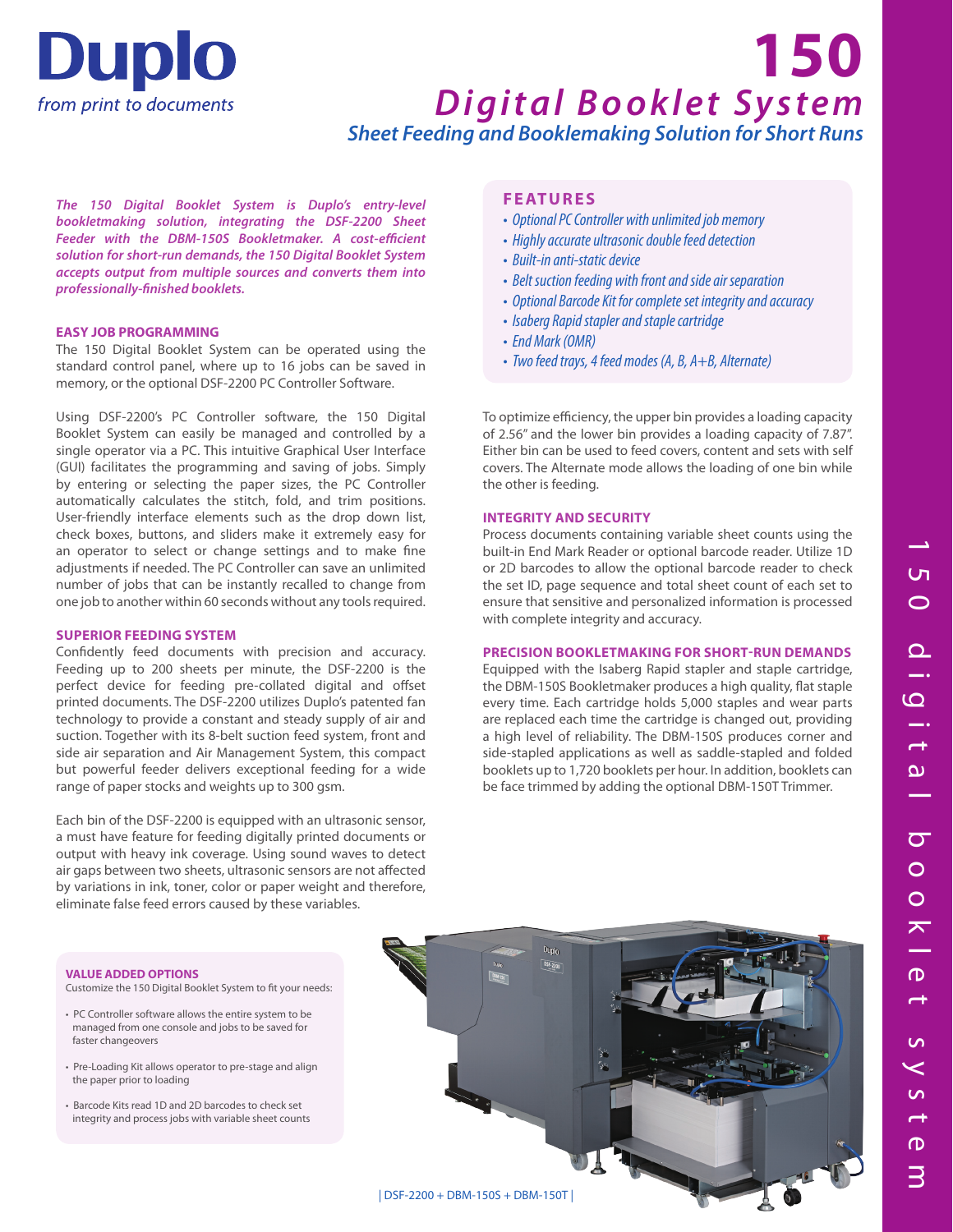# Duplo

*from print to documents*

# 150 Digital Booklet System

## Sheet Feeding and Booklemaking Solution for Short Runs

***The 150 Digital Booklet System is Duplo's entry-level bookletmaking solution, integrating the DSF-2200 Sheet Feeder with the DBM-150S Bookletmaker. A cost-efficient solution for short-run demands, the 150 Digital Booklet System accepts output from multiple sources and converts them into professionally-finished booklets.***

### EASY JOB PROGRAMMING

The 150 Digital Booklet System can be operated using the standard control panel, where up to 16 jobs can be saved in memory, or the optional DSF-2200 PC Controller Software.

Using DSF-2200's PC Controller software, the 150 Digital Booklet System can easily be managed and controlled by a single operator via a PC. This intuitive Graphical User Interface (GUI) facilitates the programming and saving of jobs. Simply by entering or selecting the paper sizes, the PC Controller automatically calculates the stitch, fold, and trim positions. User-friendly interface elements such as the drop down list, check boxes, buttons, and sliders make it extremely easy for an operator to select or change settings and to make fine adjustments if needed. The PC Controller can save an unlimited number of jobs that can be instantly recalled to change from one job to another within 60 seconds without any tools required.

### SUPERIOR FEEDING SYSTEM

Confidently feed documents with precision and accuracy. Feeding up to 200 sheets per minute, the DSF-2200 is the perfect device for feeding pre-collated digital and offset printed documents. The DSF-2200 utilizes Duplo's patented fan technology to provide a constant and steady supply of air and suction. Together with its 8-belt suction feed system, front and side air separation and Air Management System, this compact but powerful feeder delivers exceptional feeding for a wide range of paper stocks and weights up to 300 gsm.

Each bin of the DSF-2200 is equipped with an ultrasonic sensor, a must have feature for feeding digitally printed documents or output with heavy ink coverage. Using sound waves to detect air gaps between two sheets, ultrasonic sensors are not affected by variations in ink, toner, color or paper weight and therefore, eliminate false feed errors caused by these variables.

### FEATURES

- *Optional PC Controller with unlimited job memory*
- *Highly accurate ultrasonic double feed detection*
- *Built-in anti-static device*
- *Belt suction feeding with front and side air separation*
- *Optional Barcode Kit for complete set integrity and accuracy*
- *Isaberg Rapid stapler and staple cartridge*
- *End Mark (OMR)*
- *Two feed trays, 4 feed modes (A, B, A+B, Alternate)*

To optimize efficiency, the upper bin provides a loading capacity of 2.56" and the lower bin provides a loading capacity of 7.87". Either bin can be used to feed covers, content and sets with self covers. The Alternate mode allows the loading of one bin while the other is feeding.

### INTEGRITY AND SECURITY

Process documents containing variable sheet counts using the built-in End Mark Reader or optional barcode reader. Utilize 1D or 2D barcodes to allow the optional barcode reader to check the set ID, page sequence and total sheet count of each set to ensure that sensitive and personalized information is processed with complete integrity and accuracy.

### PRECISION BOOKLETMAKING FOR SHORT-RUN DEMANDS

Equipped with the Isaberg Rapid stapler and staple cartridge, the DBM-150S Bookletmaker produces a high quality, flat staple every time. Each cartridge holds 5,000 staples and wear parts are replaced each time the cartridge is changed out, providing a high level of reliability. The DBM-150S produces corner and side-stapled applications as well as saddle-stapled and folded booklets up to 1,720 booklets per hour. In addition, booklets can be face trimmed by adding the optional DBM-150T Trimmer.

### VALUE ADDED OPTIONS

Customize the 150 Digital Booklet System to fit your needs:

- PC Controller software allows the entire system to be managed from one console and jobs to be saved for faster changeovers
- Pre-Loading Kit allows operator to pre-stage and align the paper prior to loading
- Barcode Kits read 1D and 2D barcodes to check set integrity and process jobs with variable sheet counts

| DSF-2200 + DBM-150S + DBM-150T |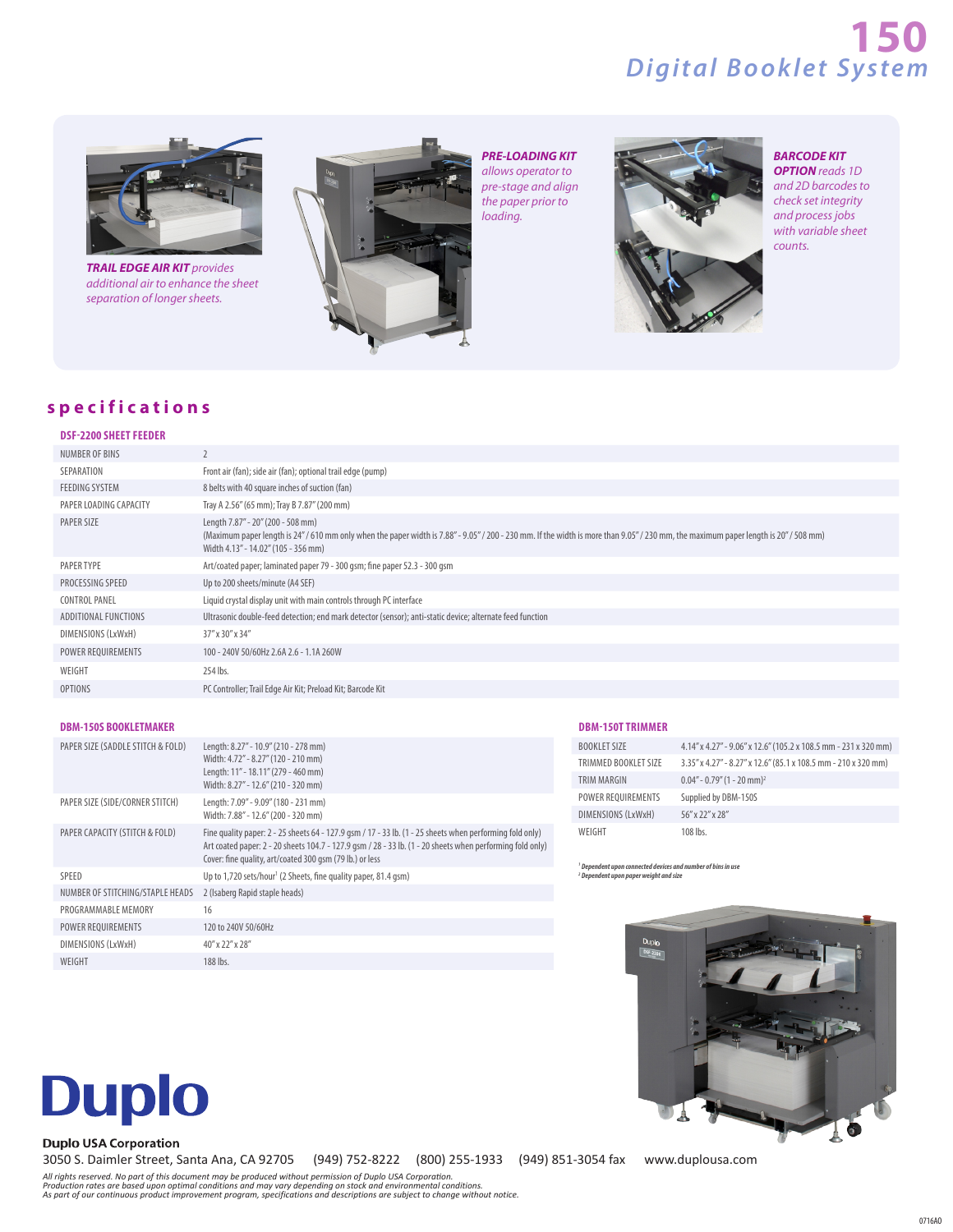# 150 Digital Booklet System

***TRAIL EDGE AIR KIT*** *provides additional air to enhance the sheet separation of longer sheets.*

***PRE-LOADING KIT*** *allows operator to pre-stage and align the paper prior to loading.*

***BARCODE KIT OPTION*** *reads 1D and 2D barcodes to check set integrity and process jobs with variable sheet counts.*

## specifications

### DSF-2200 SHEET FEEDER

| | |
|---|---|
| NUMBER OF BINS | 2 |
| SEPARATION | Front air (fan); side air (fan); optional trail edge (pump) |
| FEEDING SYSTEM | 8 belts with 40 square inches of suction (fan) |
| PAPER LOADING CAPACITY | Tray A 2.56" (65 mm); Tray B 7.87" (200 mm) |
| PAPER SIZE | Length 7.87" - 20" (200 - 508 mm)<br>(Maximum paper length is 24" / 610 mm only when the paper width is 7.88" - 9.05" / 200 - 230 mm. If the width is more than 9.05" / 230 mm, the maximum paper length is 20" / 508 mm)<br>Width 4.13" - 14.02" (105 - 356 mm) |
| PAPER TYPE | Art/coated paper; laminated paper 79 - 300 gsm; fine paper 52.3 - 300 gsm |
| PROCESSING SPEED | Up to 200 sheets/minute (A4 SEF) |
| CONTROL PANEL | Liquid crystal display unit with main controls through PC interface |
| ADDITIONAL FUNCTIONS | Ultrasonic double-feed detection; end mark detector (sensor); anti-static device; alternate feed function |
| DIMENSIONS (LxWxH) | 37" x 30" x 34" |
| POWER REQUIREMENTS | 100 - 240V 50/60Hz 2.6A 2.6 - 1.1A 260W |
| WEIGHT | 254 lbs. |
| OPTIONS | PC Controller; Trail Edge Air Kit; Preload Kit; Barcode Kit |

### DBM-150S BOOKLETMAKER

| | |
|---|---|
| PAPER SIZE (SADDLE STITCH & FOLD) | Length: 8.27" - 10.9" (210 - 278 mm)<br>Width: 4.72" - 8.27" (120 - 210 mm)<br>Length: 11" - 18.11" (279 - 460 mm)<br>Width: 8.27" - 12.6" (210 - 320 mm) |
| PAPER SIZE (SIDE/CORNER STITCH) | Length: 7.09" - 9.09" (180 - 231 mm)<br>Width: 7.88" - 12.6" (200 - 320 mm) |
| PAPER CAPACITY (STITCH & FOLD) | Fine quality paper: 2 - 25 sheets 64 - 127.9 gsm / 17 - 33 lb. (1 - 25 sheets when performing fold only)<br>Art coated paper: 2 - 20 sheets 104.7 - 127.9 gsm / 28 - 33 lb. (1 - 20 sheets when performing fold only)<br>Cover: fine quality, art/coated 300 gsm (79 lb.) or less |
| SPEED | Up to 1,720 sets/hour[1] (2 Sheets, fine quality paper, 81.4 gsm) |
| NUMBER OF STITCHING/STAPLE HEADS | 2 (Isaberg Rapid staple heads) |
| PROGRAMMABLE MEMORY | 16 |
| POWER REQUIREMENTS | 120 to 240V 50/60Hz |
| DIMENSIONS (LxWxH) | 40" x 22" x 28" |
| WEIGHT | 188 lbs. |

### DBM-150T TRIMMER

| | |
|---|---|
| BOOKLET SIZE | 4.14" x 4.27" - 9.06" x 12.6" (105.2 x 108.5 mm - 231 x 320 mm) |
| TRIMMED BOOKLET SIZE | 3.35" x 4.27" - 8.27" x 12.6" (85.1 x 108.5 mm - 210 x 320 mm) |
| TRIM MARGIN | 0.04" - 0.79" (1 - 20 mm)[2] |
| POWER REQUIREMENTS | Supplied by DBM-150S |
| DIMENSIONS (LxWxH) | 56" x 22" x 28" |
| WEIGHT | 108 lbs. |

*[1] Dependent upon connected devices and number of bins in use*
*[2] Dependent upon paper weight and size*

**Duplo**

**Duplo USA Corporation**
3050 S. Daimler Street, Santa Ana, CA 92705 (949) 752-8222 (800) 255-1933 (949) 851-3054 fax www.duplousa.com

*All rights reserved. No part of this document may be produced without permission of Duplo USA Corporation.*
*Production rates are based upon optimal conditions and may vary depending on stock and environmental conditions.*
*As part of our continuous product improvement program, specifications and descriptions are subject to change without notice.*

0716A0